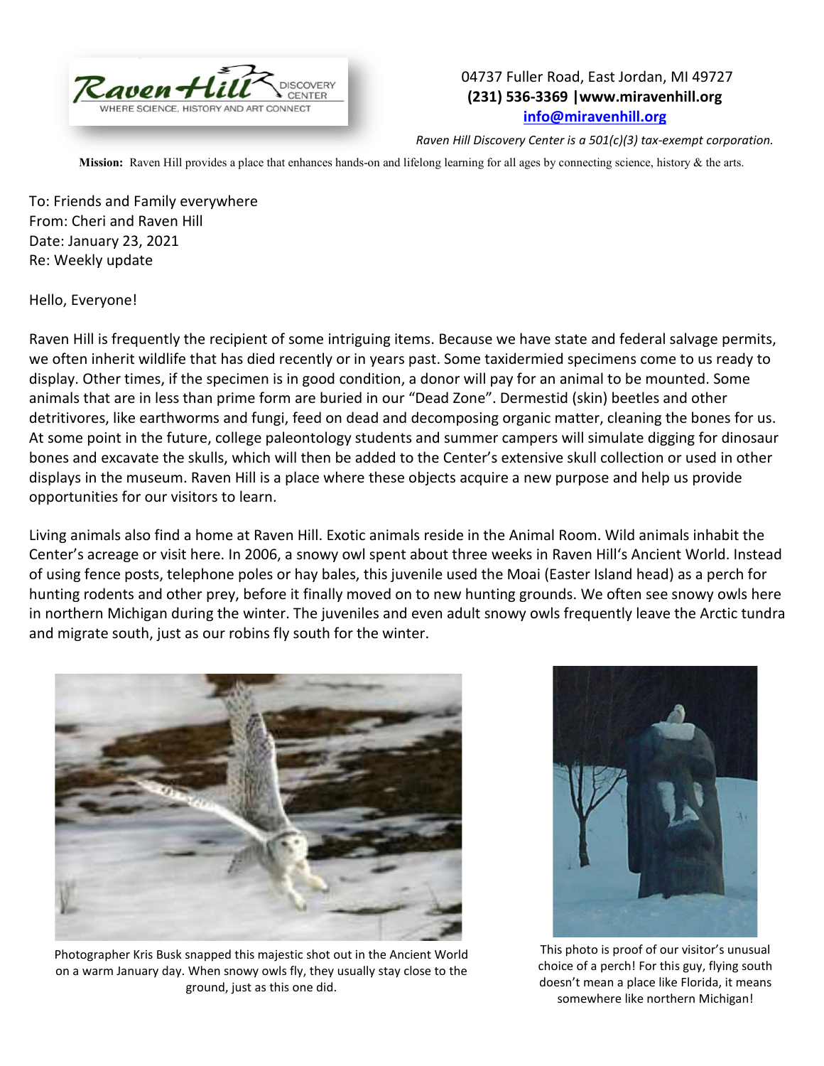Raven Hill DISCOVERY CENTER

WHERE SCIENCE, HISTORY AND ART CONNECT

04737 Fuller Road, East Jordan, MI 49727
**(231) 536-3369 |www.miravenhill.org**
**info@miravenhill.org**

*Raven Hill Discovery Center is a 501(c)(3) tax-exempt corporation.*

**Mission:** Raven Hill provides a place that enhances hands-on and lifelong learning for all ages by connecting science, history & the arts.

To: Friends and Family everywhere
From: Cheri and Raven Hill
Date: January 23, 2021
Re: Weekly update

Hello, Everyone!

Raven Hill is frequently the recipient of some intriguing items. Because we have state and federal salvage permits, we often inherit wildlife that has died recently or in years past. Some taxidermied specimens come to us ready to display. Other times, if the specimen is in good condition, a donor will pay for an animal to be mounted. Some animals that are in less than prime form are buried in our "Dead Zone". Dermestid (skin) beetles and other detritivores, like earthworms and fungi, feed on dead and decomposing organic matter, cleaning the bones for us. At some point in the future, college paleontology students and summer campers will simulate digging for dinosaur bones and excavate the skulls, which will then be added to the Center's extensive skull collection or used in other displays in the museum. Raven Hill is a place where these objects acquire a new purpose and help us provide opportunities for our visitors to learn.

Living animals also find a home at Raven Hill. Exotic animals reside in the Animal Room. Wild animals inhabit the Center's acreage or visit here. In 2006, a snowy owl spent about three weeks in Raven Hill's Ancient World. Instead of using fence posts, telephone poles or hay bales, this juvenile used the Moai (Easter Island head) as a perch for hunting rodents and other prey, before it finally moved on to new hunting grounds. We often see snowy owls here in northern Michigan during the winter. The juveniles and even adult snowy owls frequently leave the Arctic tundra and migrate south, just as our robins fly south for the winter.

Photographer Kris Busk snapped this majestic shot out in the Ancient World on a warm January day. When snowy owls fly, they usually stay close to the ground, just as this one did.

This photo is proof of our visitor's unusual choice of a perch! For this guy, flying south doesn't mean a place like Florida, it means somewhere like northern Michigan!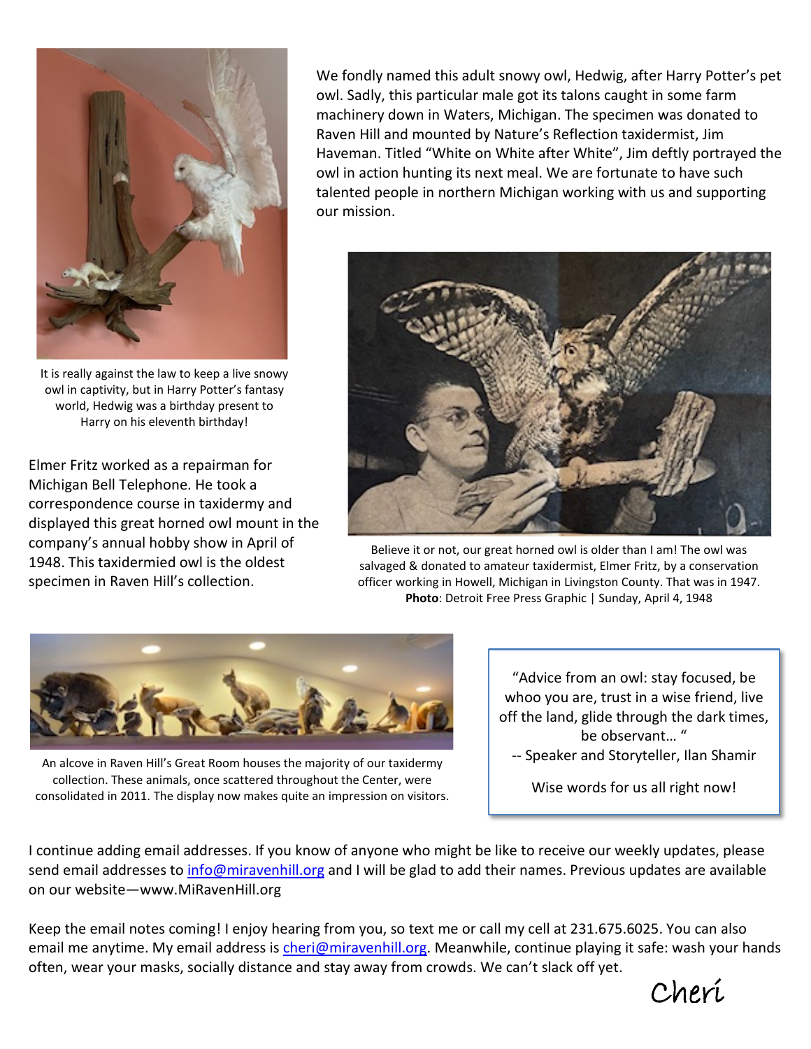It is really against the law to keep a live snowy owl in captivity, but in Harry Potter's fantasy world, Hedwig was a birthday present to Harry on his eleventh birthday!

We fondly named this adult snowy owl, Hedwig, after Harry Potter's pet owl. Sadly, this particular male got its talons caught in some farm machinery down in Waters, Michigan. The specimen was donated to Raven Hill and mounted by Nature's Reflection taxidermist, Jim Haveman. Titled "White on White after White", Jim deftly portrayed the owl in action hunting its next meal. We are fortunate to have such talented people in northern Michigan working with us and supporting our mission.

Elmer Fritz worked as a repairman for Michigan Bell Telephone. He took a correspondence course in taxidermy and displayed this great horned owl mount in the company's annual hobby show in April of 1948. This taxidermied owl is the oldest specimen in Raven Hill's collection.

Believe it or not, our great horned owl is older than I am! The owl was salvaged & donated to amateur taxidermist, Elmer Fritz, by a conservation officer working in Howell, Michigan in Livingston County. That was in 1947. **Photo**: Detroit Free Press Graphic | Sunday, April 4, 1948

An alcove in Raven Hill's Great Room houses the majority of our taxidermy collection. These animals, once scattered throughout the Center, were consolidated in 2011. The display now makes quite an impression on visitors.

> "Advice from an owl: stay focused, be whoo you are, trust in a wise friend, live off the land, glide through the dark times, be observant… "
> -- Speaker and Storyteller, Ilan Shamir
>
> Wise words for us all right now!

I continue adding email addresses. If you know of anyone who might be like to receive our weekly updates, please send email addresses to info@miravenhill.org and I will be glad to add their names. Previous updates are available on our website—www.MiRavenHill.org

Keep the email notes coming! I enjoy hearing from you, so text me or call my cell at 231.675.6025. You can also email me anytime. My email address is cheri@miravenhill.org. Meanwhile, continue playing it safe: wash your hands often, wear your masks, socially distance and stay away from crowds. We can't slack off yet.

Cheri